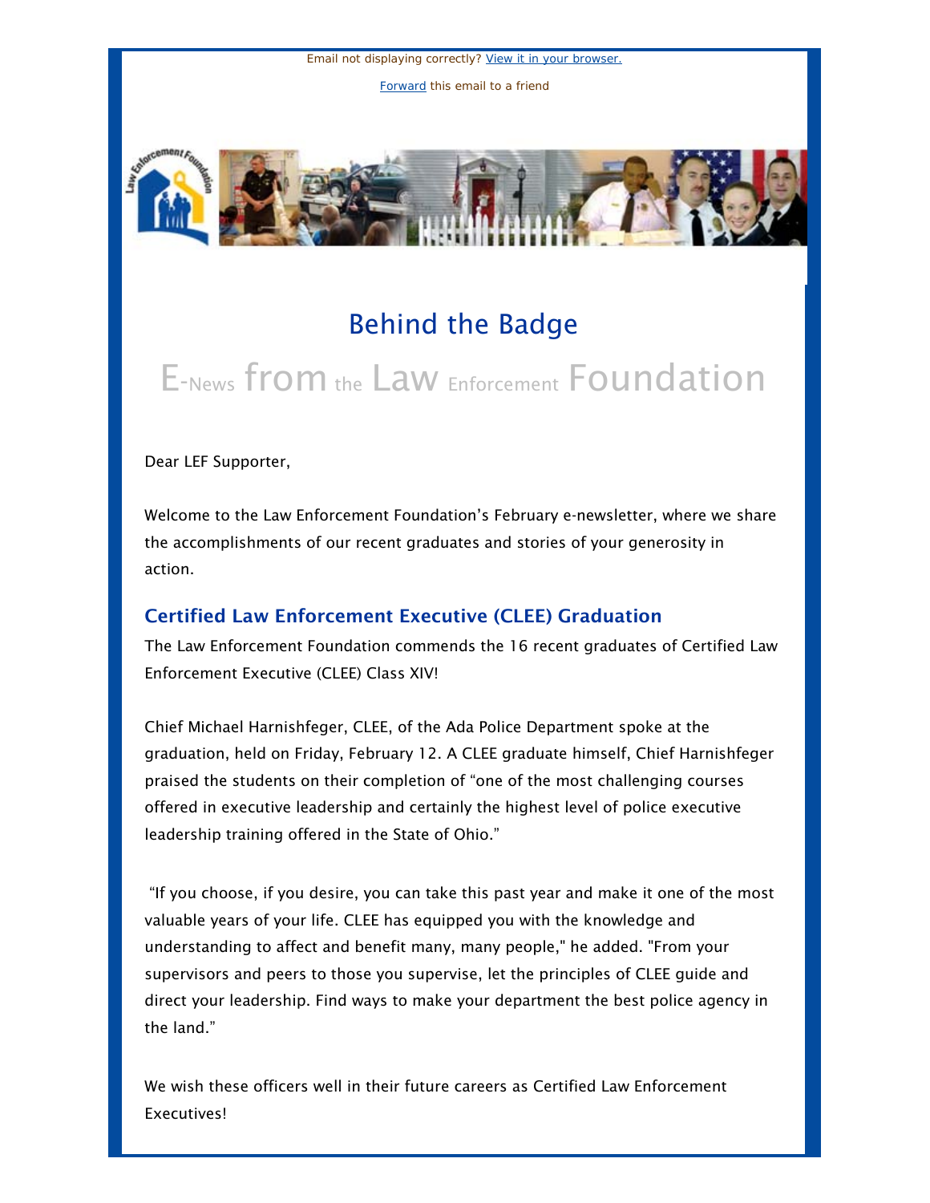Email not displaying correctly? View it in your browser.

Forward this email to a friend

# Behind the Badge

## E-News from the Law Enforcement Foundation

Dear LEF Supporter,

Welcome to the Law Enforcement Foundation's February e-newsletter, where we share the accomplishments of our recent graduates and stories of your generosity in action.

### Certified Law Enforcement Executive (CLEE) Graduation

The Law Enforcement Foundation commends the 16 recent graduates of Certified Law Enforcement Executive (CLEE) Class XIV!

Chief Michael Harnishfeger, CLEE, of the Ada Police Department spoke at the graduation, held on Friday, February 12. A CLEE graduate himself, Chief Harnishfeger praised the students on their completion of "one of the most challenging courses offered in executive leadership and certainly the highest level of police executive leadership training offered in the State of Ohio."

"If you choose, if you desire, you can take this past year and make it one of the most valuable years of your life. CLEE has equipped you with the knowledge and understanding to affect and benefit many, many people," he added. "From your supervisors and peers to those you supervise, let the principles of CLEE guide and direct your leadership. Find ways to make your department the best police agency in the land."

We wish these officers well in their future careers as Certified Law Enforcement Executives!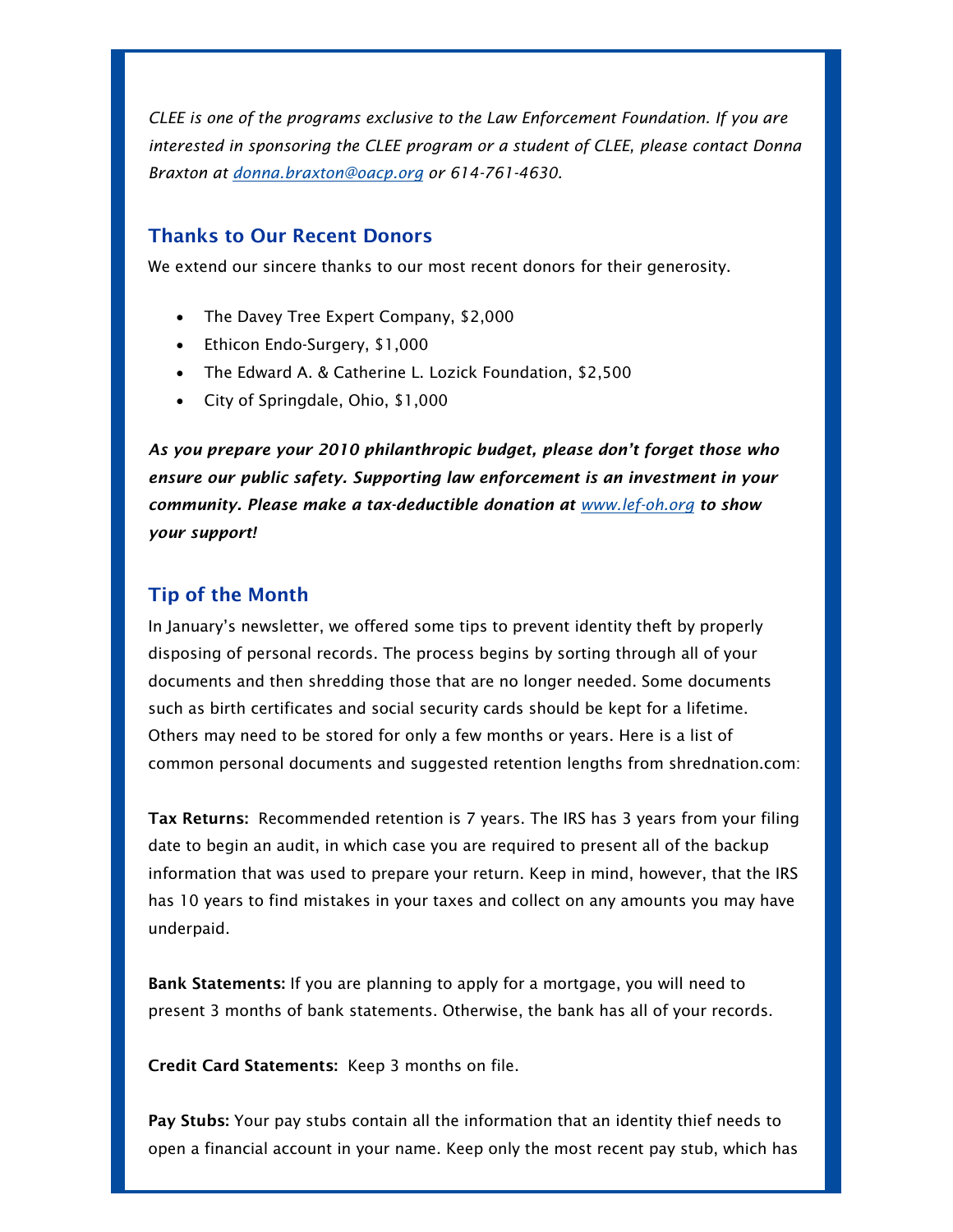*CLEE is one of the programs exclusive to the Law Enforcement Foundation. If you are interested in sponsoring the CLEE program or a student of CLEE, please contact Donna Braxton at [donna.braxton@oacp.org](mailto:donna.braxton@oacp.org) or 614-761-4630.*

## Thanks to Our Recent Donors

We extend our sincere thanks to our most recent donors for their generosity.

- The Davey Tree Expert Company, $2,000
- Ethicon Endo-Surgery, $1,000
- The Edward A. & Catherine L. Lozick Foundation, $2,500
- City of Springdale, Ohio, $1,000

***As you prepare your 2010 philanthropic budget, please don't forget those who ensure our public safety. Supporting law enforcement is an investment in your community. Please make a tax-deductible donation at [www.lef-oh.org](http://www.lef-oh.org) to show your support!***

## Tip of the Month

In January's newsletter, we offered some tips to prevent identity theft by properly disposing of personal records. The process begins by sorting through all of your documents and then shredding those that are no longer needed. Some documents such as birth certificates and social security cards should be kept for a lifetime. Others may need to be stored for only a few months or years. Here is a list of common personal documents and suggested retention lengths from shrednation.com:

**Tax Returns:** Recommended retention is 7 years. The IRS has 3 years from your filing date to begin an audit, in which case you are required to present all of the backup information that was used to prepare your return. Keep in mind, however, that the IRS has 10 years to find mistakes in your taxes and collect on any amounts you may have underpaid.

**Bank Statements:** If you are planning to apply for a mortgage, you will need to present 3 months of bank statements. Otherwise, the bank has all of your records.

**Credit Card Statements:** Keep 3 months on file.

**Pay Stubs:** Your pay stubs contain all the information that an identity thief needs to open a financial account in your name. Keep only the most recent pay stub, which has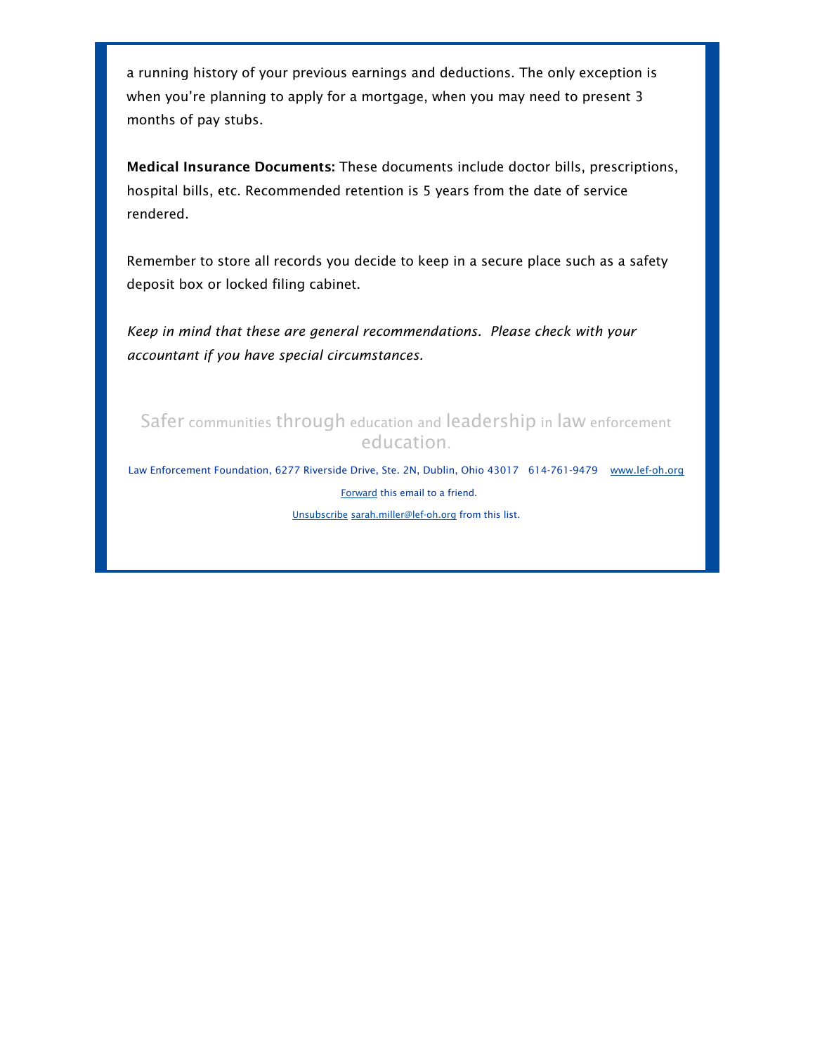a running history of your previous earnings and deductions. The only exception is when you're planning to apply for a mortgage, when you may need to present 3 months of pay stubs.

**Medical Insurance Documents:** These documents include doctor bills, prescriptions, hospital bills, etc. Recommended retention is 5 years from the date of service rendered.

Remember to store all records you decide to keep in a secure place such as a safety deposit box or locked filing cabinet.

*Keep in mind that these are general recommendations. Please check with your accountant if you have special circumstances.*

Safer communities through education and leadership in law enforcement education.

Law Enforcement Foundation, 6277 Riverside Drive, Ste. 2N, Dublin, Ohio 43017 614-761-9479 www.lef-oh.org

Forward this email to a friend.

Unsubscribe sarah.miller@lef-oh.org from this list.